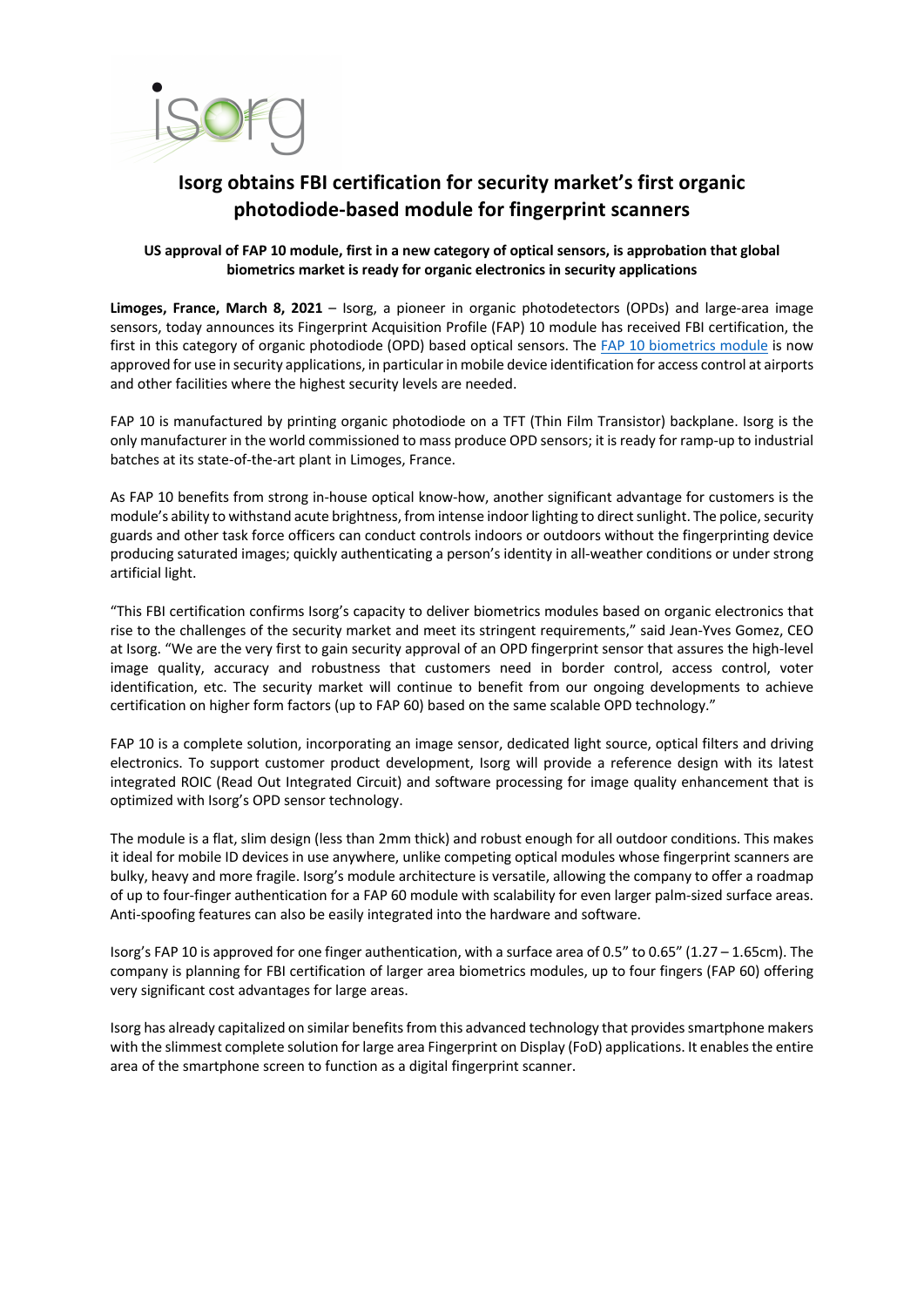# Isorg obtains FBI certification for security market's first organic photodiode-based module for fingerprint scanners

**US approval of FAP 10 module, first in a new category of optical sensors, is approbation that global biometrics market is ready for organic electronics in security applications**

**Limoges, France, March 8, 2021** – Isorg, a pioneer in organic photodetectors (OPDs) and large-area image sensors, today announces its Fingerprint Acquisition Profile (FAP) 10 module has received FBI certification, the first in this category of organic photodiode (OPD) based optical sensors. The FAP 10 biometrics module is now approved for use in security applications, in particular in mobile device identification for access control at airports and other facilities where the highest security levels are needed.

FAP 10 is manufactured by printing organic photodiode on a TFT (Thin Film Transistor) backplane. Isorg is the only manufacturer in the world commissioned to mass produce OPD sensors; it is ready for ramp-up to industrial batches at its state-of-the-art plant in Limoges, France.

As FAP 10 benefits from strong in-house optical know-how, another significant advantage for customers is the module's ability to withstand acute brightness, from intense indoor lighting to direct sunlight. The police, security guards and other task force officers can conduct controls indoors or outdoors without the fingerprinting device producing saturated images; quickly authenticating a person's identity in all-weather conditions or under strong artificial light.

"This FBI certification confirms Isorg's capacity to deliver biometrics modules based on organic electronics that rise to the challenges of the security market and meet its stringent requirements," said Jean-Yves Gomez, CEO at Isorg. "We are the very first to gain security approval of an OPD fingerprint sensor that assures the high-level image quality, accuracy and robustness that customers need in border control, access control, voter identification, etc. The security market will continue to benefit from our ongoing developments to achieve certification on higher form factors (up to FAP 60) based on the same scalable OPD technology."

FAP 10 is a complete solution, incorporating an image sensor, dedicated light source, optical filters and driving electronics. To support customer product development, Isorg will provide a reference design with its latest integrated ROIC (Read Out Integrated Circuit) and software processing for image quality enhancement that is optimized with Isorg's OPD sensor technology.

The module is a flat, slim design (less than 2mm thick) and robust enough for all outdoor conditions. This makes it ideal for mobile ID devices in use anywhere, unlike competing optical modules whose fingerprint scanners are bulky, heavy and more fragile. Isorg's module architecture is versatile, allowing the company to offer a roadmap of up to four-finger authentication for a FAP 60 module with scalability for even larger palm-sized surface areas. Anti-spoofing features can also be easily integrated into the hardware and software.

Isorg's FAP 10 is approved for one finger authentication, with a surface area of 0.5" to 0.65" (1.27 – 1.65cm). The company is planning for FBI certification of larger area biometrics modules, up to four fingers (FAP 60) offering very significant cost advantages for large areas.

Isorg has already capitalized on similar benefits from this advanced technology that provides smartphone makers with the slimmest complete solution for large area Fingerprint on Display (FoD) applications. It enables the entire area of the smartphone screen to function as a digital fingerprint scanner.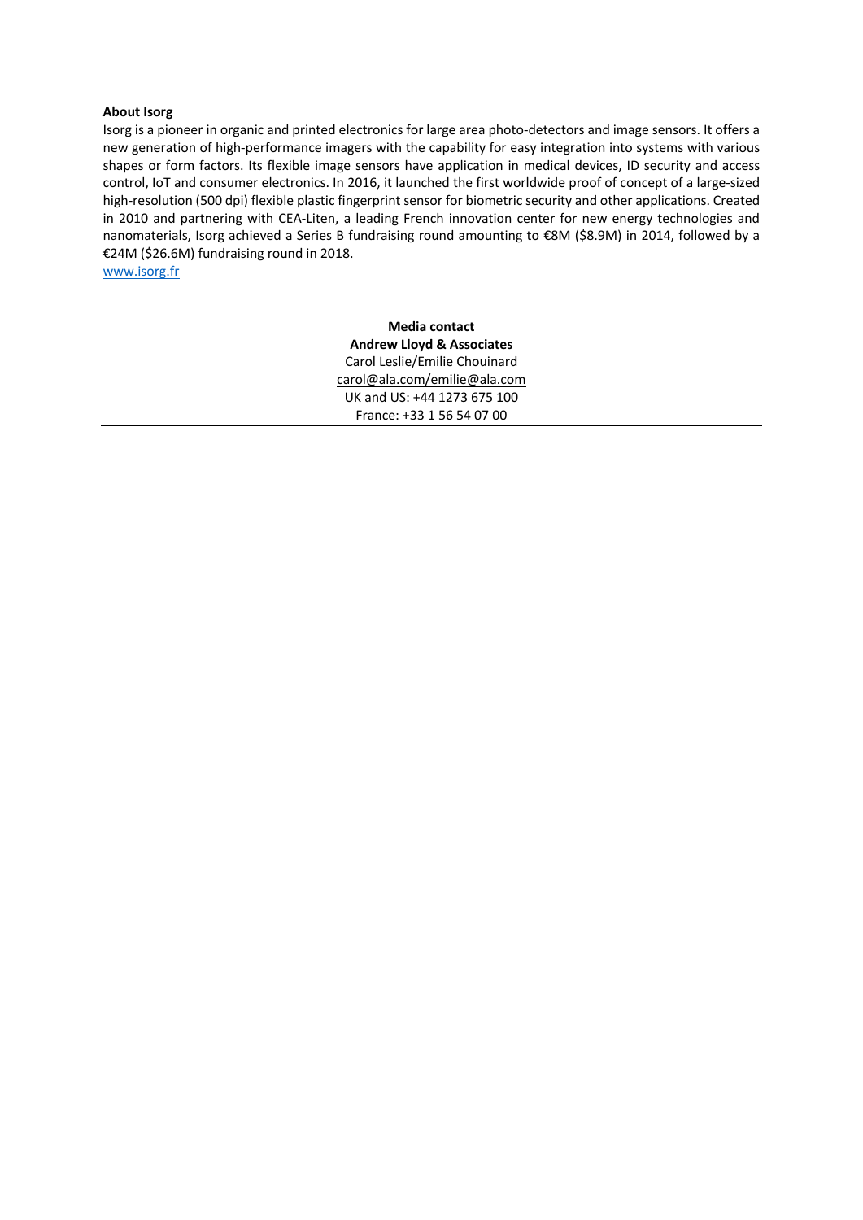**About Isorg**

Isorg is a pioneer in organic and printed electronics for large area photo-detectors and image sensors. It offers a new generation of high-performance imagers with the capability for easy integration into systems with various shapes or form factors. Its flexible image sensors have application in medical devices, ID security and access control, IoT and consumer electronics. In 2016, it launched the first worldwide proof of concept of a large-sized high-resolution (500 dpi) flexible plastic fingerprint sensor for biometric security and other applications. Created in 2010 and partnering with CEA-Liten, a leading French innovation center for new energy technologies and nanomaterials, Isorg achieved a Series B fundraising round amounting to €8M ($8.9M) in 2014, followed by a €24M ($26.6M) fundraising round in 2018.

www.isorg.fr

---

**Media contact**
**Andrew Lloyd & Associates**
Carol Leslie/Emilie Chouinard
carol@ala.com/emilie@ala.com
UK and US: +44 1273 675 100
France: +33 1 56 54 07 00

---